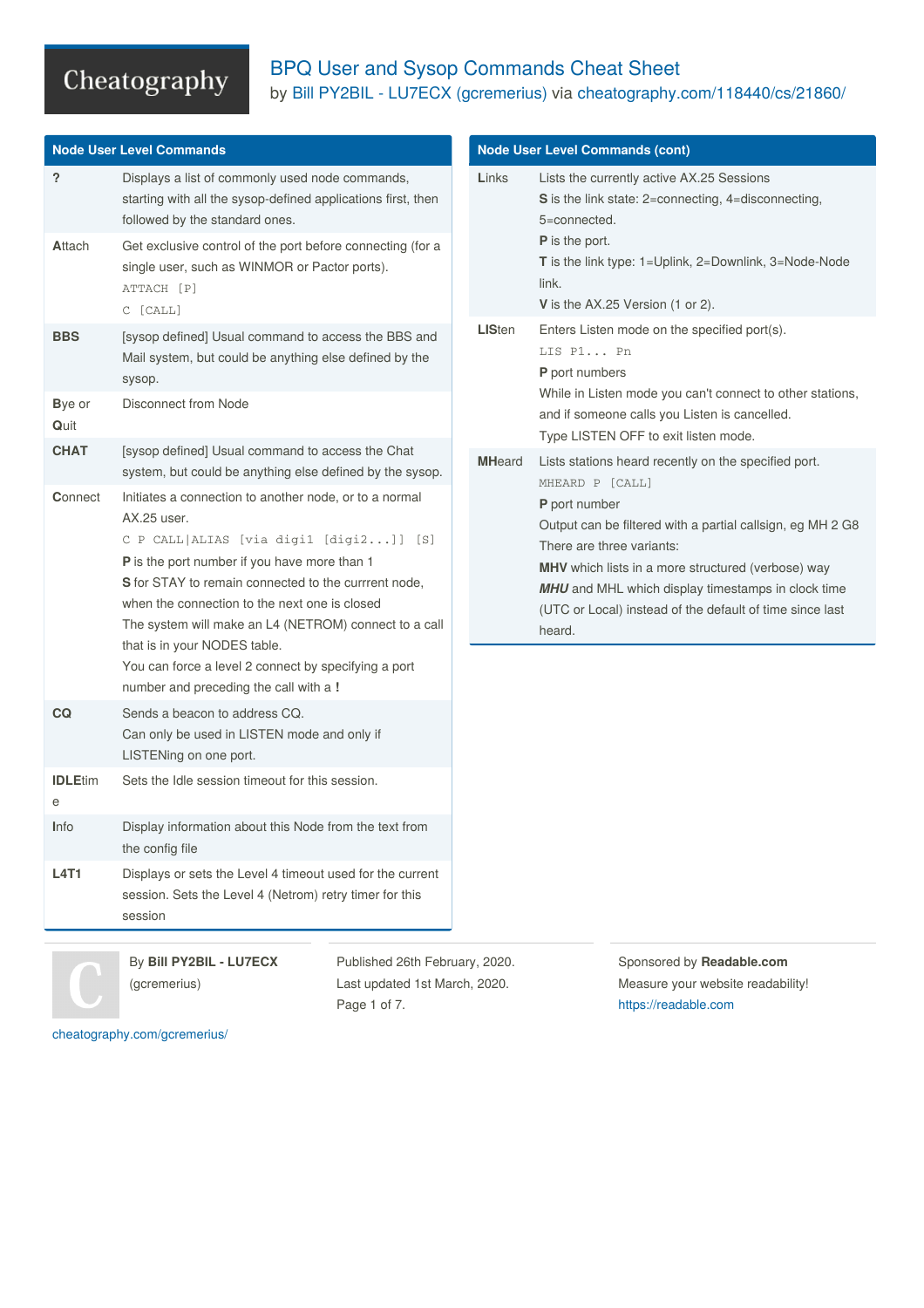# BPQ User and Sysop Commands Cheat Sheet

by Bill PY2BIL - LU7ECX (gcremerius) via cheatography.com/118440/cs/21860/

## Node User Level Commands

| Command | Description |
|---|---|
| **?** | Displays a list of commonly used node commands, starting with all the sysop-defined applications first, then followed by the standard ones. |
| **A**ttach | Get exclusive control of the port before connecting (for a single user, such as WINMOR or Pactor ports).<br>`ATTACH [P]`<br>`C [CALL]` |
| **BBS** | [sysop defined] Usual command to access the BBS and Mail system, but could be anything else defined by the sysop. |
| **B**ye or **Q**uit | Disconnect from Node |
| **CHAT** | [sysop defined] Usual command to access the Chat system, but could be anything else defined by the sysop. |
| **C**onnect | Initiates a connection to another node, or to a normal AX.25 user.<br>`C P CALL|ALIAS [via digi1 [digi2...]] [S]`<br>**P** is the port number if you have more than 1<br>**S** for STAY to remain connected to the currrent node, when the connection to the next one is closed<br>The system will make an L4 (NETROM) connect to a call that is in your NODES table.<br>You can force a level 2 connect by specifying a port number and preceding the call with a **!** |
| **CQ** | Sends a beacon to address CQ.<br>Can only be used in LISTEN mode and only if LISTENing on one port. |
| **IDLE**time | Sets the Idle session timeout for this session. |
| **I**nfo | Display information about this Node from the text from the config file |
| **L4T1** | Displays or sets the Level 4 timeout used for the current session. Sets the Level 4 (Netrom) retry timer for this session |

## Node User Level Commands (cont)

| Command | Description |
|---|---|
| **L**inks | Lists the currently active AX.25 Sessions<br>**S** is the link state: 2=connecting, 4=disconnecting, 5=connected.<br>**P** is the port.<br>**T** is the link type: 1=Uplink, 2=Downlink, 3=Node-Node link.<br>**V** is the AX.25 Version (1 or 2). |
| **LIS**ten | Enters Listen mode on the specified port(s).<br>`LIS P1... Pn`<br>**P** port numbers<br>While in Listen mode you can't connect to other stations, and if someone calls you Listen is cancelled.<br>Type LISTEN OFF to exit listen mode. |
| **MH**eard | Lists stations heard recently on the specified port.<br>`MHEARD P [CALL]`<br>**P** port number<br>Output can be filtered with a partial callsign, eg MH 2 G8<br>There are three variants:<br>**MHV** which lists in a more structured (verbose) way<br>***MHU*** and MHL which display timestamps in clock time (UTC or Local) instead of the default of time since last heard. |

By **Bill PY2BIL - LU7ECX** (gcremerius)
cheatography.com/gcremerius/

Published 26th February, 2020.
Last updated 1st March, 2020.

Sponsored by **Readable.com**
Measure your website readability!
https://readable.com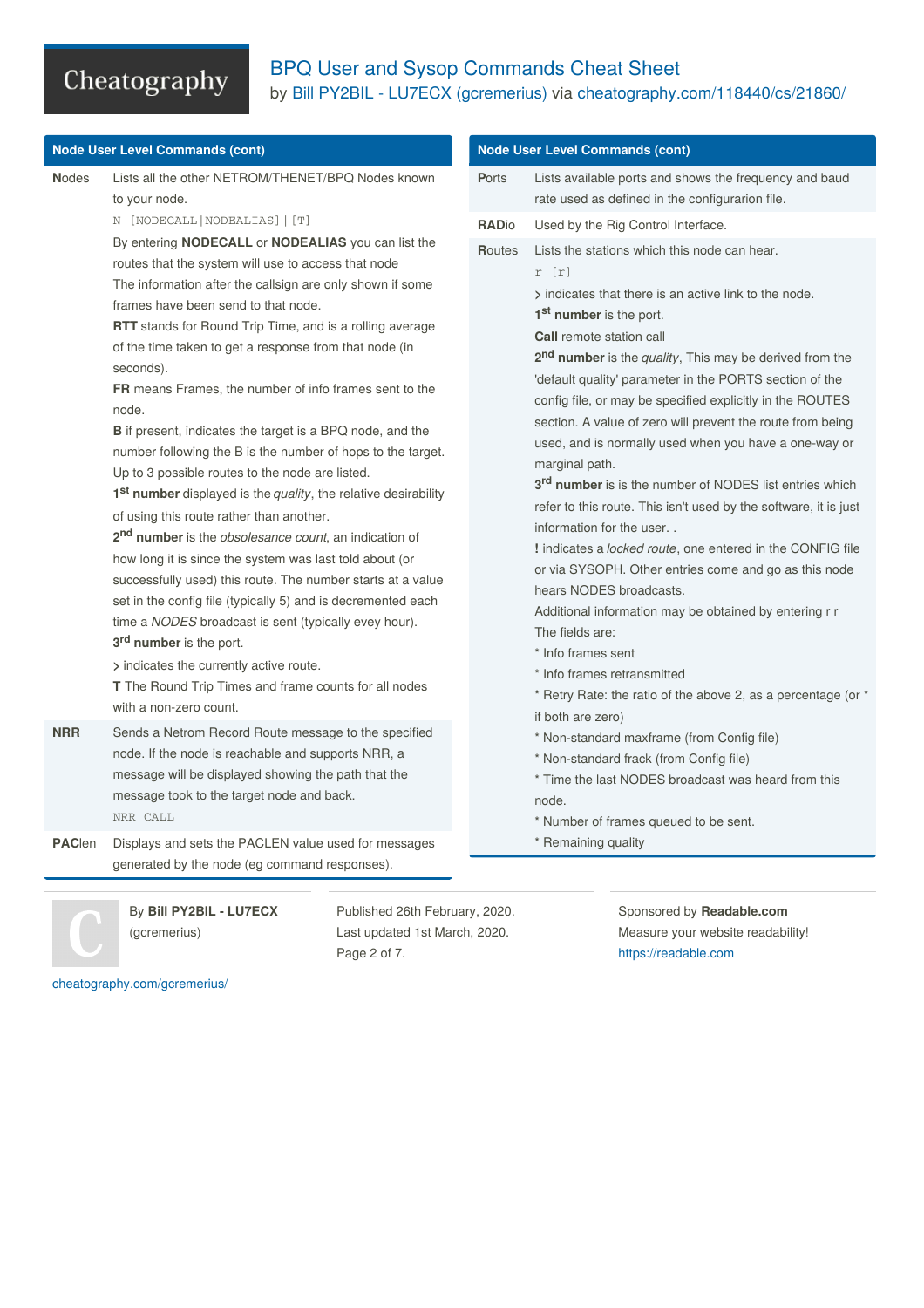# BPQ User and Sysop Commands Cheat Sheet

by Bill PY2BIL - LU7ECX (gcremerius) via cheatography.com/118440/cs/21860/

## Node User Level Commands (cont)

| | |
|---|---|
| **N**odes | Lists all the other NETROM/THENET/BPQ Nodes known to your node.<br>`N [NODECALL|NODEALIAS] | [T]`<br>By entering **NODECALL** or **NODEALIAS** you can list the routes that the system will use to access that node<br>The information after the callsign are only shown if some frames have been send to that node.<br>**RTT** stands for Round Trip Time, and is a rolling average of the time taken to get a response from that node (in seconds).<br>**FR** means Frames, the number of info frames sent to the node.<br>**B** if present, indicates the target is a BPQ node, and the number following the B is the number of hops to the target.<br>Up to 3 possible routes to the node are listed.<br>**1st number** displayed is the *quality*, the relative desirability of using this route rather than another.<br>**2nd number** is the *obsolesance count*, an indication of how long it is since the system was last told about (or successfully used) this route. The number starts at a value set in the config file (typically 5) and is decremented each time a *NODES* broadcast is sent (typically evey hour).<br>**3rd number** is the port.<br>**>** indicates the currently active route.<br>**T** The Round Trip Times and frame counts for all nodes with a non-zero count. |
| **NRR** | Sends a Netrom Record Route message to the specified node. If the node is reachable and supports NRR, a message will be displayed showing the path that the message took to the target node and back.<br>`NRR CALL` |
| **PAC**len | Displays and sets the PACLEN value used for messages generated by the node (eg command responses). |

## Node User Level Commands (cont)

| | |
|---|---|
| **P**orts | Lists available ports and shows the frequency and baud rate used as defined in the configuranion file. |
| **RAD**io | Used by the Rig Control Interface. |
| **R**outes | Lists the stations which this node can hear.<br>`r [r]`<br>**>** indicates that there is an active link to the node.<br>**1st number** is the port.<br>**Call** remote station call<br>**2nd number** is the *quality*, This may be derived from the 'default quality' parameter in the PORTS section of the config file, or may be specified explicitly in the ROUTES section. A value of zero will prevent the route from being used, and is normally used when you have a one-way or marginal path.<br>**3rd number** is is the number of NODES list entries which refer to this route. This isn't used by the software, it is just information for the user. .<br>**!** indicates a *locked route*, one entered in the CONFIG file or via SYSOPH. Other entries come and go as this node hears NODES broadcasts.<br>Additional information may be obtained by entering r r<br>The fields are:<br>* Info frames sent<br>* Info frames retransmitted<br>* Retry Rate: the ratio of the above 2, as a percentage (or * if both are zero)<br>* Non-standard maxframe (from Config file)<br>* Non-standard frack (from Config file)<br>* Time the last NODES broadcast was heard from this node.<br>* Number of frames queued to be sent.<br>* Remaining quality |

By **Bill PY2BIL - LU7ECX** (gcremerius)
cheatography.com/gcremerius/

Published 26th February, 2020.
Last updated 1st March, 2020.

Sponsored by **Readable.com**
Measure your website readability!
https://readable.com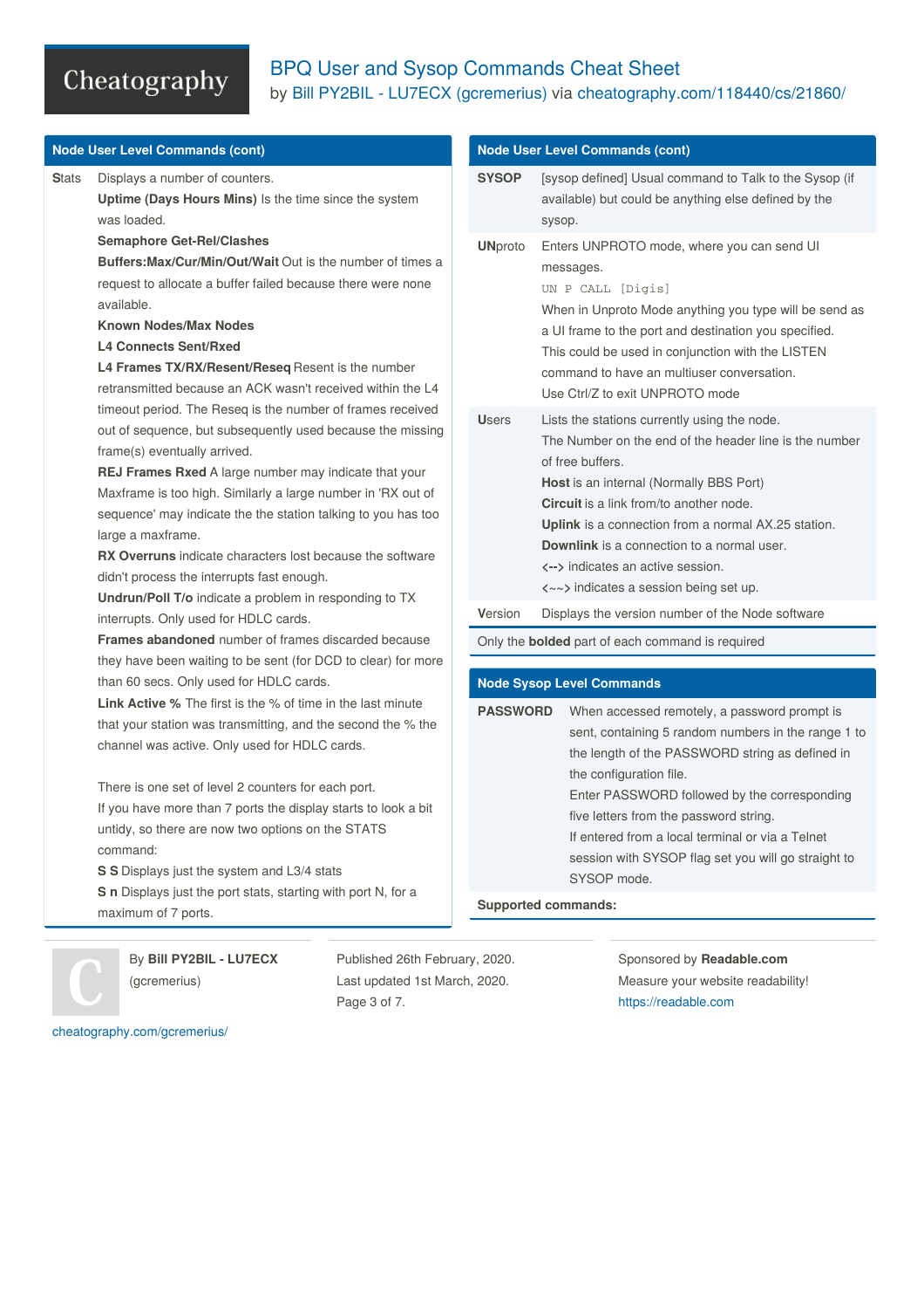# BPQ User and Sysop Commands Cheat Sheet

by Bill PY2BIL - LU7ECX (gcremerius) via cheatography.com/118440/cs/21860/

## Node User Level Commands (cont)

| | |
|---|---|
| **S**tats | Displays a number of counters.<br>**Uptime (Days Hours Mins)** Is the time since the system was loaded.<br>**Semaphore Get-Rel/Clashes**<br>**Buffers:Max/Cur/Min/Out/Wait** Out is the number of times a request to allocate a buffer failed because there were none available.<br>**Known Nodes/Max Nodes**<br>**L4 Connects Sent/Rxed**<br>**L4 Frames TX/RX/Resent/Reseq** Resent is the number retransmitted because an ACK wasn't received within the L4 timeout period. The Reseq is the number of frames received out of sequence, but subsequently used because the missing frame(s) eventually arrived.<br>**REJ Frames Rxed** A large number may indicate that your Maxframe is too high. Similarly a large number in 'RX out of sequence' may indicate that the station talking to you has too large a maxframe.<br>**RX Overruns** indicate characters lost because the software didn't process the interrupts fast enough.<br>**Undrun/Poll T/o** indicate a problem in responding to TX interrupts. Only used for HDLC cards.<br>**Frames abandoned** number of frames discarded because they have been waiting to be sent (for DCD to clear) for more than 60 secs. Only used for HDLC cards.<br>**Link Active %** The first is the % of time in the last minute that your station was transmitting, and the second the % the channel was active. Only used for HDLC cards.<br><br>There is one set of level 2 counters for each port.<br>If you have more than 7 ports the display starts to look a bit untidy, so there are now two options on the STATS command:<br>**S S** Displays just the system and L3/4 stats<br>**S n** Displays just the port stats, starting with port N, for a maximum of 7 ports. |

## Node User Level Commands (cont)

| | |
|---|---|
| **SYSOP** | [sysop defined] Usual command to Talk to the Sysop (if available) but could be anything else defined by the sysop. |
| **UN**proto | Enters UNPROTO mode, where you can send UI messages.<br>`UN P CALL [Digis]`<br>When in Unproto Mode anything you type will be send as a UI frame to the port and destination you specified. This could be used in conjunction with the LISTEN command to have an multiuser conversation.<br>Use Ctrl/Z to exit UNPROTO mode |
| **U**sers | Lists the stations currently using the node.<br>The Number on the end of the header line is the number of free buffers.<br>**Host** is an internal (Normally BBS Port)<br>**Circuit** is a link from/to another node.<br>**Uplink** is a connection from a normal AX.25 station.<br>**Downlink** is a connection to a normal user.<br>**<-->** indicates an active session.<br><~~> indicates a session being set up. |
| **V**ersion | Displays the version number of the Node software |

Only the **bolded** part of each command is required

## Node Sysop Level Commands

| | |
|---|---|
| **PASSWORD** | When accessed remotely, a password prompt is sent, containing 5 random numbers in the range 1 to the length of the PASSWORD string as defined in the configuration file.<br>Enter PASSWORD followed by the corresponding five letters from the password string.<br>If entered from a local terminal or via a Telnet session with SYSOP flag set you will go straight to SYSOP mode. |

**Supported commands:**

By **Bill PY2BIL - LU7ECX** (gcremerius)
cheatography.com/gcremerius/

Published 26th February, 2020.
Last updated 1st March, 2020.

Sponsored by **Readable.com**
Measure your website readability!
https://readable.com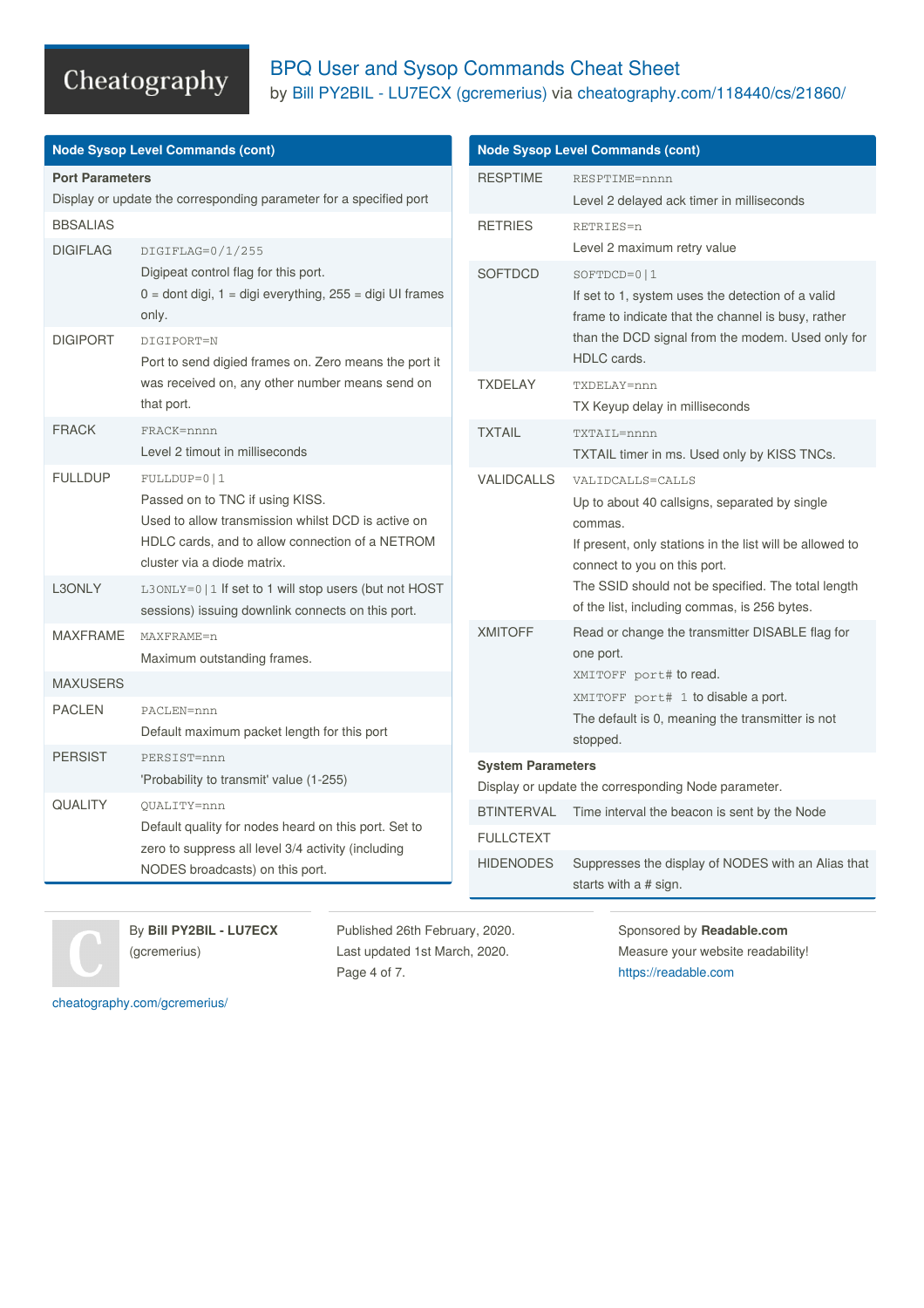# BPQ User and Sysop Commands Cheat Sheet

by Bill PY2BIL - LU7ECX (gcremerius) via cheatography.com/118440/cs/21860/

## Node Sysop Level Commands (cont)

**Port Parameters**

Display or update the corresponding parameter for a specified port

| Command | Description |
|---|---|
| BBSALIAS | |
| DIGIFLAG | `DIGIFLAG=0/1/255`<br>Digipeat control flag for this port.<br>0 = dont digi, 1 = digi everything, 255 = digi UI frames only. |
| DIGIPORT | `DIGIPORT=N`<br>Port to send digied frames on. Zero means the port it was received on, any other number means send on that port. |
| FRACK | `FRACK=nnnn`<br>Level 2 timout in milliseconds |
| FULLDUP | `FULLDUP=0|1`<br>Passed on to TNC if using KISS.<br>Used to allow transmission whilst DCD is active on HDLC cards, and to allow connection of a NETROM cluster via a diode matrix. |
| L3ONLY | `L3ONLY=0|1` If set to 1 will stop users (but not HOST sessions) issuing downlink connects on this port. |
| MAXFRAME | `MAXFRAME=n`<br>Maximum outstanding frames. |
| MAXUSERS | |
| PACLEN | `PACLEN=nnn`<br>Default maximum packet length for this port |
| PERSIST | `PERSIST=nnn`<br>'Probability to transmit' value (1-255) |
| QUALITY | `QUALITY=nnn`<br>Default quality for nodes heard on this port. Set to zero to suppress all level 3/4 activity (including NODES broadcasts) on this port. |

## Node Sysop Level Commands (cont)

| Command | Description |
|---|---|
| RESPTIME | `RESPTIME=nnnn`<br>Level 2 delayed ack timer in milliseconds |
| RETRIES | `RETRIES=n`<br>Level 2 maximum retry value |
| SOFTDCD | `SOFTDCD=0|1`<br>If set to 1, system uses the detection of a valid frame to indicate that the channel is busy, rather than the DCD signal from the modem. Used only for HDLC cards. |
| TXDELAY | `TXDELAY=nnn`<br>TX Keyup delay in milliseconds |
| TXTAIL | `TXTAIL=nnnn`<br>TXTAIL timer in ms. Used only by KISS TNCs. |
| VALIDCALLS | `VALIDCALLS=CALLS`<br>Up to about 40 callsigns, separated by single commas.<br>If present, only stations in the list will be allowed to connect to you on this port.<br>The SSID should not be specified. The total length of the list, including commas, is 256 bytes. |
| XMITOFF | Read or change the transmitter DISABLE flag for one port.<br>`XMITOFF port#` to read.<br>`XMITOFF port# 1` to disable a port.<br>The default is 0, meaning the transmitter is not stopped. |

**System Parameters**

Display or update the corresponding Node parameter.

| Command | Description |
|---|---|
| BTINTERVAL | Time interval the beacon is sent by the Node |
| FULLCTEXT | |
| HIDENODES | Suppresses the display of NODES with an Alias that starts with a # sign. |

By **Bill PY2BIL - LU7ECX** (gcremerius)

cheatography.com/gcremerius/

Published 26th February, 2020.
Last updated 1st March, 2020.

Sponsored by **Readable.com**
Measure your website readability!
https://readable.com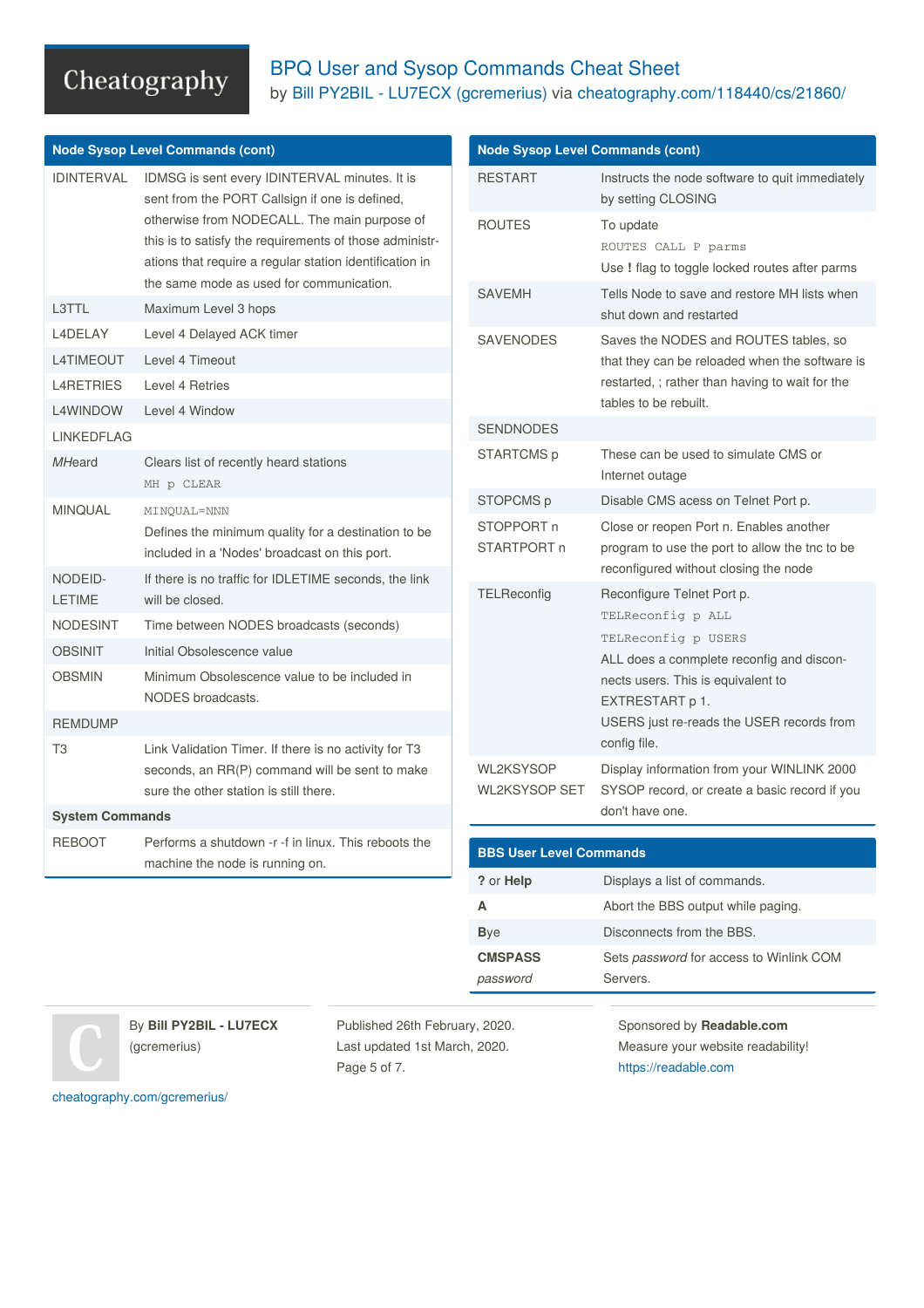## Node Sysop Level Commands (cont)

| Command | Description |
|---|---|
| IDINTERVAL | IDMSG is sent every IDINTERVAL minutes. It is sent from the PORT Callsign if one is defined, otherwise from NODECALL. The main purpose of this is to satisfy the requirements of those administrations that require a regular station identification in the same mode as used for communication. |
| L3TTL | Maximum Level 3 hops |
| L4DELAY | Level 4 Delayed ACK timer |
| L4TIMEOUT | Level 4 Timeout |
| L4RETRIES | Level 4 Retries |
| L4WINDOW | Level 4 Window |
| LINKEDFLAG | |
| *MH*eard | Clears list of recently heard stations `MH p CLEAR` |
| MINQUAL | `MINQUAL=NNN` Defines the minimum quality for a destination to be included in a 'Nodes' broadcast on this port. |
| NODEIDLETIME | If there is no traffic for IDLETIME seconds, the link will be closed. |
| NODESINT | Time between NODES broadcasts (seconds) |
| OBSINIT | Initial Obsolescence value |
| OBSMIN | Minimum Obsolescence value to be included in NODES broadcasts. |
| REMDUMP | |
| T3 | Link Validation Timer. If there is no activity for T3 seconds, an RR(P) command will be sent to make sure the other station is still there. |

### System Commands

| Command | Description |
|---|---|
| REBOOT | Performs a shutdown -r -f in linux. This reboots the machine the node is running on. |

## Node Sysop Level Commands (cont)

| Command | Description |
|---|---|
| RESTART | Instructs the node software to quit immediately by setting CLOSING |
| ROUTES | To update `ROUTES CALL P parms` Use **!** flag to toggle locked routes after parms |
| SAVEMH | Tells Node to save and restore MH lists when shut down and restarted |
| SAVENODES | Saves the NODES and ROUTES tables, so that they can be reloaded when the software is restarted, ; rather than having to wait for the tables to be rebuilt. |
| SENDNODES | |
| STARTCMS p | These can be used to simulate CMS or Internet outage |
| STOPCMS p | Disable CMS acess on Telnet Port p. |
| STOPPORT n STARTPORT n | Close or reopen Port n. Enables another program to use the port to allow the tnc to be reconfigured without closing the node |
| TELReconfig | Reconfigure Telnet Port p. `TELReconfig p ALL` `TELReconfig p USERS` ALL does a conmplete reconfig and disconnects users. This is equivalent to EXTRESTART p 1. USERS just re-reads the USER records from config file. |
| WL2KSYSOP WL2KSYSOP SET | Display information from your WINLINK 2000 SYSOP record, or create a basic record if you don't have one. |

## BBS User Level Commands

| Command | Description |
|---|---|
| **?** or **Help** | Displays a list of commands. |
| **A** | Abort the BBS output while paging. |
| **B**ye | Disconnects from the BBS. |
| **CMSPASS** *password* | Sets *password* for access to Winlink COM Servers. |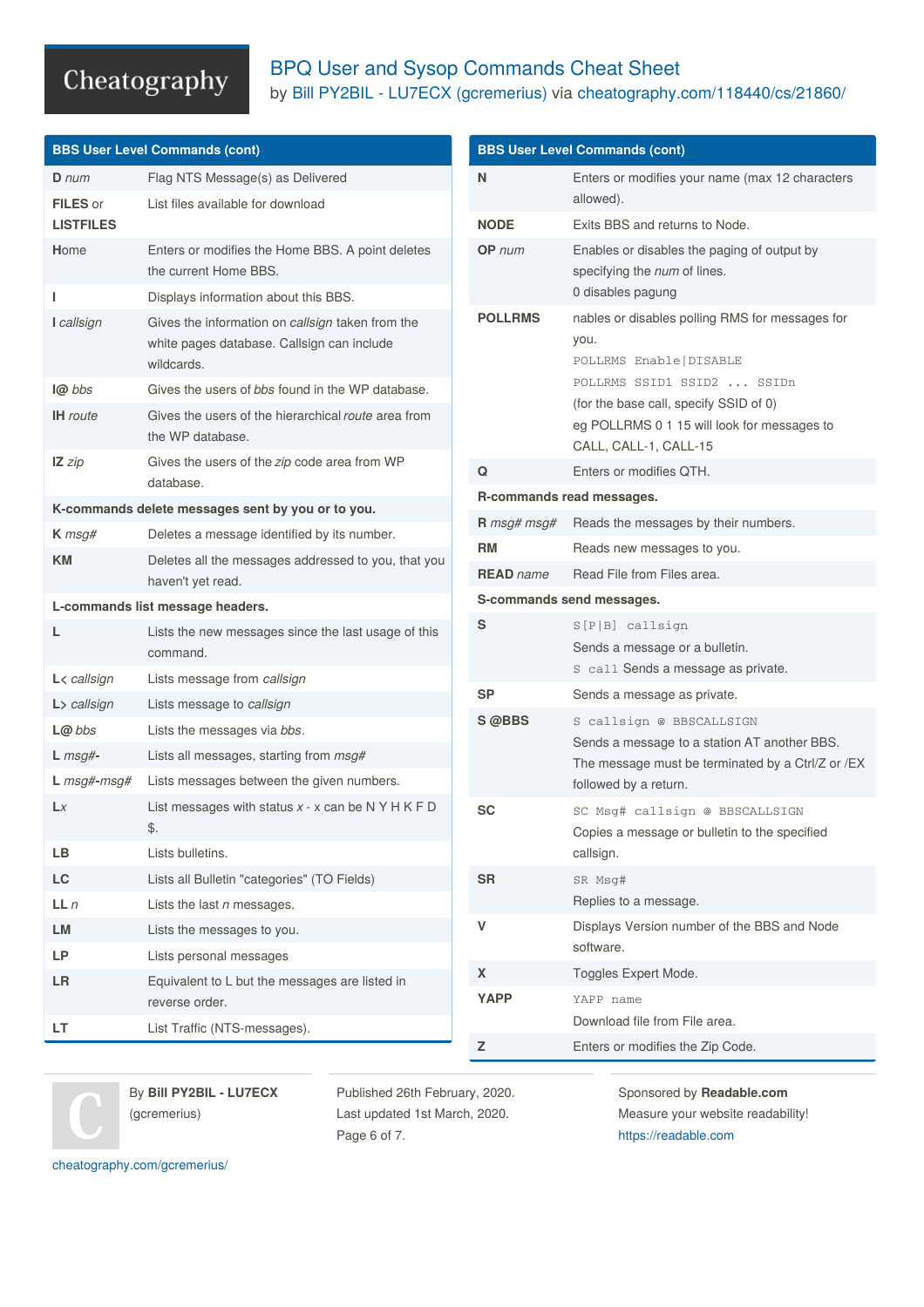## BBS User Level Commands (cont)

| Command | Description |
|---|---|
| **D** *num* | Flag NTS Message(s) as Delivered |
| **FILES** or **LISTFILES** | List files available for download |
| **H**ome | Enters or modifies the Home BBS. A point deletes the current Home BBS. |
| **I** | Displays information about this BBS. |
| **I** *callsign* | Gives the information on *callsign* taken from the white pages database. Callsign can include wildcards. |
| **I@** *bbs* | Gives the users of *bbs* found in the WP database. |
| **IH** *route* | Gives the users of the hierarchical *route* area from the WP database. |
| **IZ** *zip* | Gives the users of the *zip* code area from WP database. |
| **K-commands delete messages sent by you or to you.** | |
| **K** *msg#* | Deletes a message identified by its number. |
| **KM** | Deletes all the messages addressed to you, that you haven't yet read. |
| **L-commands list message headers.** | |
| **L** | Lists the new messages since the last usage of this command. |
| **L<** *callsign* | Lists message from *callsign* |
| **L>** *callsign* | Lists message to *callsign* |
| **L@** *bbs* | Lists the messages via *bbs*. |
| **L** *msg#-* | Lists all messages, starting from *msg#* |
| **L** *msg#-msg#* | Lists messages between the given numbers. |
| **L***x* | List messages with status *x* - x can be N Y H K F D $. |
| **LB** | Lists bulletins. |
| **LC** | Lists all Bulletin "categories" (TO Fields) |
| **LL** *n* | Lists the last *n* messages. |
| **LM** | Lists the messages to you. |
| **LP** | Lists personal messages |
| **LR** | Equivalent to L but the messages are listed in reverse order. |
| **LT** | List Traffic (NTS-messages). |

## BBS User Level Commands (cont)

| Command | Description |
|---|---|
| **N** | Enters or modifies your name (max 12 characters allowed). |
| **NODE** | Exits BBS and returns to Node. |
| **OP** *num* | Enables or disables the paging of output by specifying the *num* of lines.<br>0 disables pagung |
| **POLLRMS** | nables or disables polling RMS for messages for you.<br>`POLLRMS Enable|DISABLE`<br>`POLLRMS SSID1 SSID2 ... SSIDn`<br>(for the base call, specify SSID of 0)<br>eg POLLRMS 0 1 15 will look for messages to CALL, CALL-1, CALL-15 |
| **Q** | Enters or modifies QTH. |
| **R-commands read messages.** | |
| **R** *msg# msg#* | Reads the messages by their numbers. |
| **RM** | Reads new messages to you. |
| **READ** *name* | Read File from Files area. |
| **S-commands send messages.** | |
| **S** | `S[P|B] callsign`<br>Sends a message or a bulletin.<br>`S call` Sends a message as private. |
| **SP** | Sends a message as private. |
| **S @BBS** | `S callsign @ BBSCALLSIGN`<br>Sends a message to a station AT another BBS. The message must be terminated by a Ctrl/Z or /EX followed by a return. |
| **SC** | `SC Msg# callsign @ BBSCALLSIGN`<br>Copies a message or bulletin to the specified callsign. |
| **SR** | `SR Msg#`<br>Replies to a message. |
| **V** | Displays Version number of the BBS and Node software. |
| **X** | Toggles Expert Mode. |
| **YAPP** | `YAPP name`<br>Download file from File area. |
| **Z** | Enters or modifies the Zip Code. |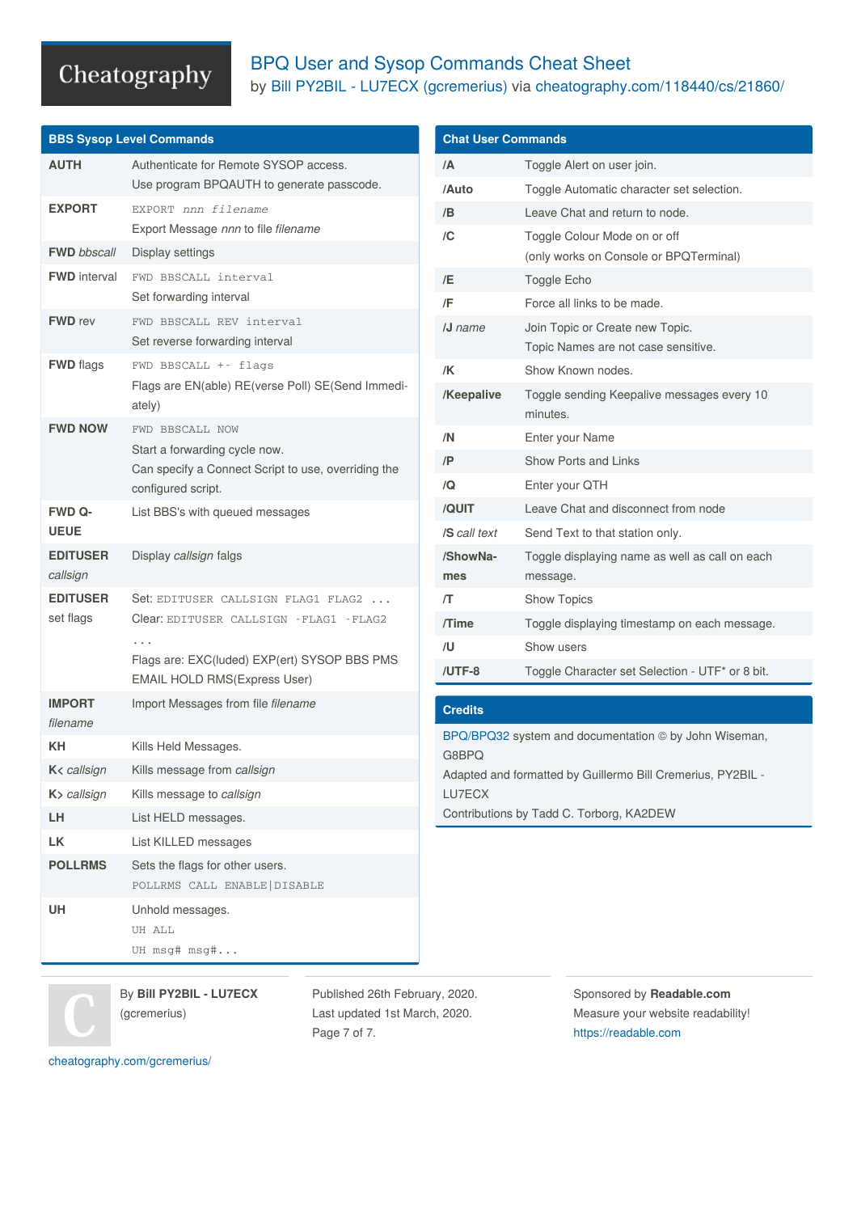# BPQ User and Sysop Commands Cheat Sheet

by Bill PY2BIL - LU7ECX (gcremerius) via cheatography.com/118440/cs/21860/

## BBS Sysop Level Commands

| | |
|---|---|
| **AUTH** | Authenticate for Remote SYSOP access.<br>Use program BPQAUTH to generate passcode. |
| **EXPORT** | `EXPORT nnn filename`<br>Export Message *nnn* to file *filename* |
| **FWD** *bbscall* | Display settings |
| **FWD** interval | `FWD BBSCALL interval`<br>Set forwarding interval |
| **FWD** rev | `FWD BBSCALL REV interval`<br>Set reverse forwarding interval |
| **FWD** flags | `FWD BBSCALL +- flags`<br>Flags are EN(able) RE(verse Poll) SE(Send Immediately) |
| **FWD NOW** | `FWD BBSCALL NOW`<br>Start a forwarding cycle now.<br>Can specify a Connect Script to use, overriding the configured script. |
| **FWD QUEUE** | List BBS's with queued messages |
| **EDITUSER** *callsign* | Display *callsign* falgs |
| **EDITUSER** set flags | Set: `EDITUSER CALLSIGN FLAG1 FLAG2 ...`<br>Clear: `EDITUSER CALLSIGN -FLAG1 -FLAG2 ...`<br>Flags are: EXC(luded) EXP(ert) SYSOP BBS PMS EMAIL HOLD RMS(Express User) |
| **IMPORT** *filename* | Import Messages from file *filename* |
| **KH** | Kills Held Messages. |
| **K<** *callsign* | Kills message from *callsign* |
| **K>** *callsign* | Kills message to *callsign* |
| **LH** | List HELD messages. |
| **LK** | List KILLED messages |
| **POLLRMS** | Sets the flags for other users.<br>`POLLRMS CALL ENABLE|DISABLE` |
| **UH** | Unhold messages.<br>`UH ALL`<br>`UH msg# msg#...` |

## Chat User Commands

| | |
|---|---|
| **/A** | Toggle Alert on user join. |
| **/Auto** | Toggle Automatic character set selection. |
| **/B** | Leave Chat and return to node. |
| **/C** | Toggle Colour Mode on or off (only works on Console or BPQTerminal) |
| **/E** | Toggle Echo |
| **/F** | Force all links to be made. |
| **/J** *name* | Join Topic or Create new Topic. Topic Names are not case sensitive. |
| **/K** | Show Known nodes. |
| **/Keepalive** | Toggle sending Keepalive messages every 10 minutes. |
| **/N** | Enter your Name |
| **/P** | Show Ports and Links |
| **/Q** | Enter your QTH |
| **/QUIT** | Leave Chat and disconnect from node |
| **/S** *call text* | Send Text to that station only. |
| **/ShowNames** | Toggle displaying name as well as call on each message. |
| **/T** | Show Topics |
| **/Time** | Toggle displaying timestamp on each message. |
| **/U** | Show users |
| **/UTF-8** | Toggle Character Set Selection - UTF* or 8 bit. |

## Credits

BPQ/BPQ32 system and documentation © by John Wiseman, G8BPQ

Adapted and formatted by Guillermo Bill Cremerius, PY2BIL - LU7ECX

Contributions by Tadd C. Torborg, KA2DEW

By **Bill PY2BIL - LU7ECX** (gcremerius)
cheatography.com/gcremerius/

Published 26th February, 2020.
Last updated 1st March, 2020.

Sponsored by **Readable.com**
Measure your website readability!
https://readable.com